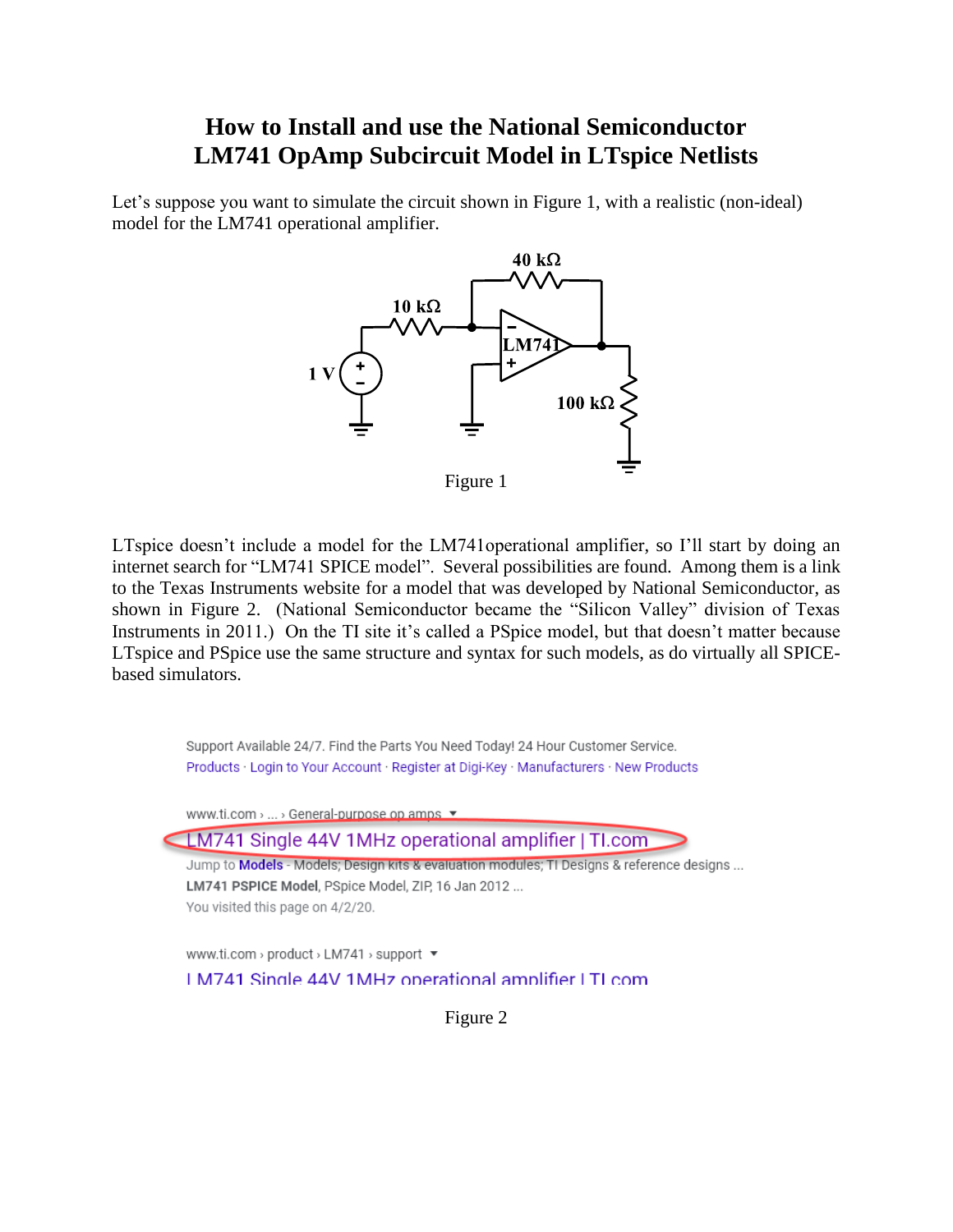# How to Install and use the National Semiconductor LM741 OpAmp Subcircuit Model in LTspice Netlists

Let's suppose you want to simulate the circuit shown in Figure 1, with a realistic (non-ideal) model for the LM741 operational amplifier.

Figure 1

LTspice doesn't include a model for the LM741operational amplifier, so I'll start by doing an internet search for "LM741 SPICE model". Several possibilities are found. Among them is a link to the Texas Instruments website for a model that was developed by National Semiconductor, as shown in Figure 2. (National Semiconductor became the "Silicon Valley" division of Texas Instruments in 2011.) On the TI site it's called a PSpice model, but that doesn't matter because LTspice and PSpice use the same structure and syntax for such models, as do virtually all SPICE-based simulators.

Figure 2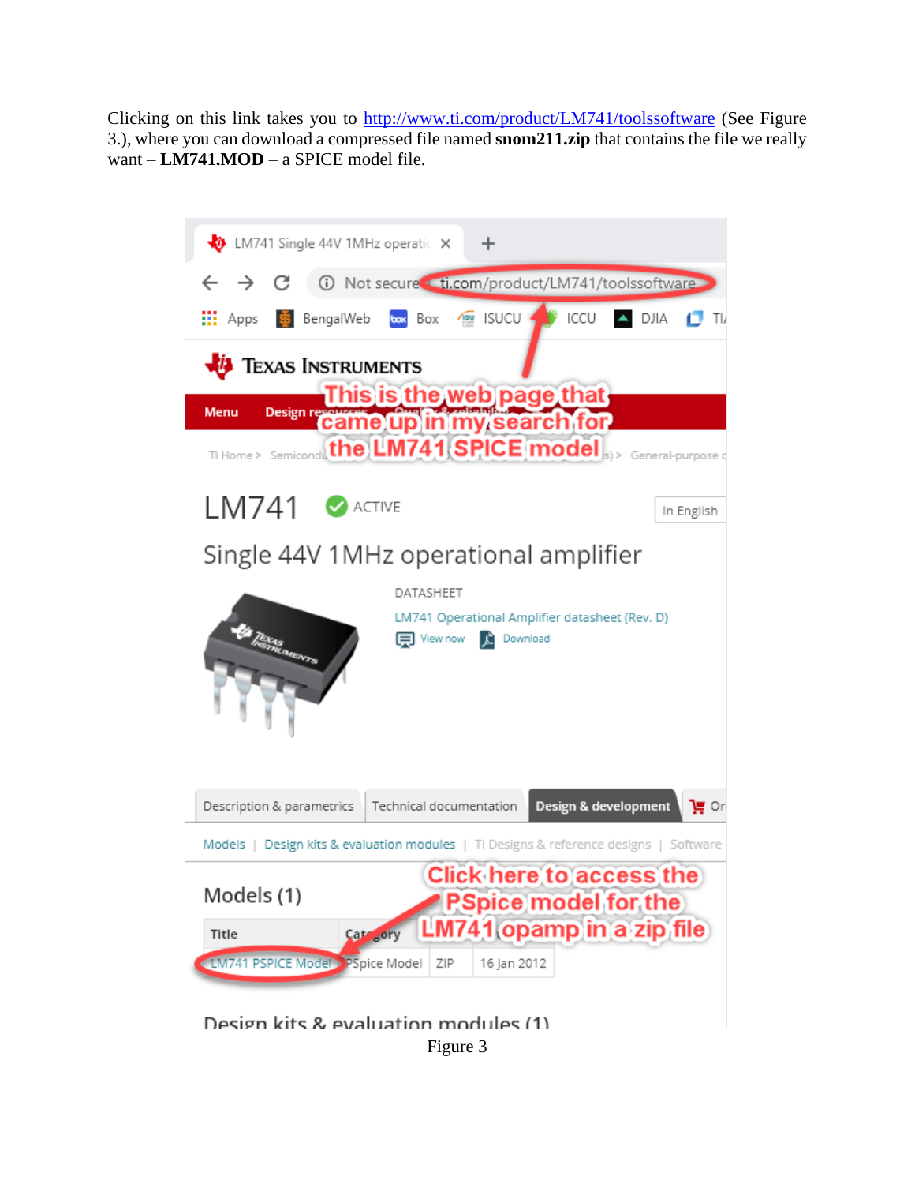Clicking on this link takes you to http://www.ti.com/product/LM741/toolssoftware (See Figure 3.), where you can download a compressed file named **snom211.zip** that contains the file we really want – **LM741.MOD** – a SPICE model file.

Figure 3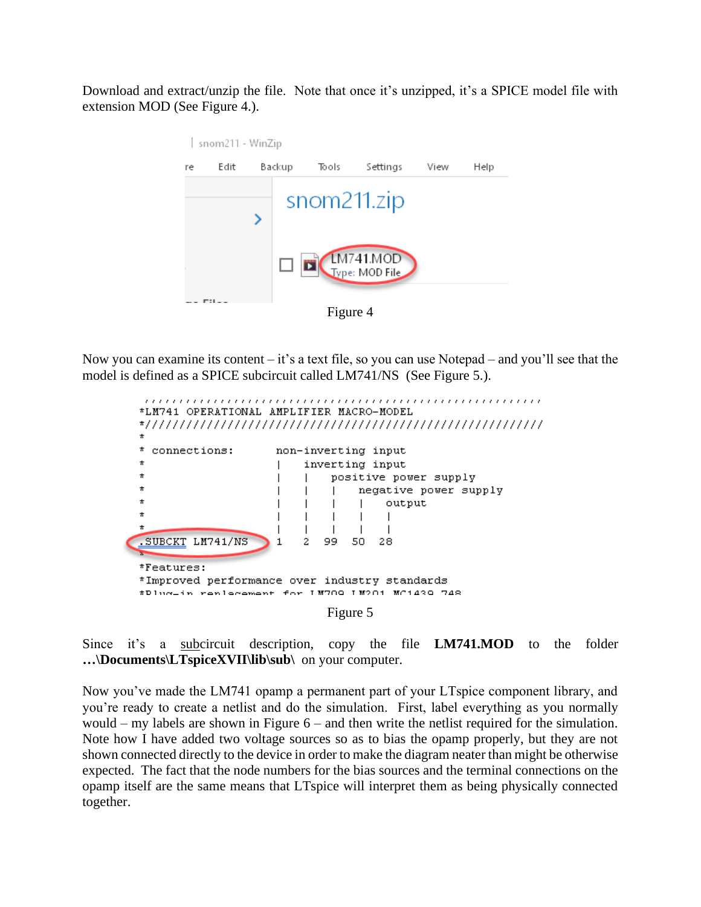Download and extract/unzip the file. Note that once it's unzipped, it's a SPICE model file with extension MOD (See Figure 4.).

Figure 4

Now you can examine its content – it's a text file, so you can use Notepad – and you'll see that the model is defined as a SPICE subcircuit called LM741/NS (See Figure 5.).

```
*LM741 OPERATIONAL AMPLIFIER MACRO-MODEL
*//////////////////////////////////////////////////////////////
*
* connections:      non-inverting input
*                   |   inverting input
*                   |   |   positive power supply
*                   |   |   |   negative power supply
*                   |   |   |   |   output
*                   |   |   |   |   |
*                   |   |   |   |   |
.SUBCKT LM741/NS    1   2   99  50  28
*
*Features:
*Improved performance over industry standards
```

Figure 5

Since it's a subcircuit description, copy the file **LM741.MOD** to the folder **…\Documents\LTspiceXVII\lib\sub\** on your computer.

Now you've made the LM741 opamp a permanent part of your LTspice component library, and you're ready to create a netlist and do the simulation. First, label everything as you normally would – my labels are shown in Figure 6 – and then write the netlist required for the simulation. Note how I have added two voltage sources so as to bias the opamp properly, but they are not shown connected directly to the device in order to make the diagram neater than might be otherwise expected. The fact that the node numbers for the bias sources and the terminal connections on the opamp itself are the same means that LTspice will interpret them as being physically connected together.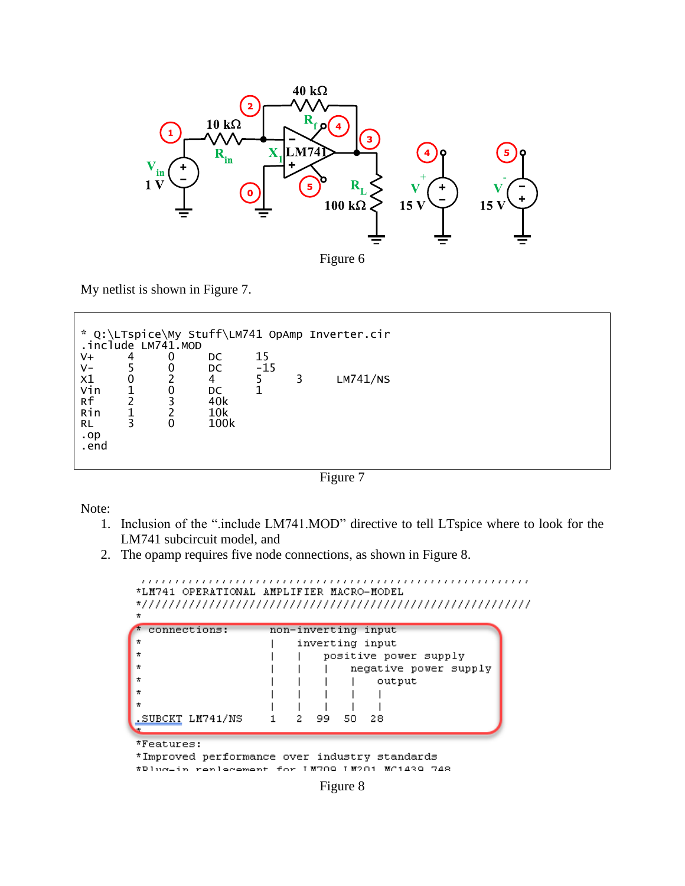Figure 6

My netlist is shown in Figure 7.

```
* Q:\LTspice\My Stuff\LM741 OpAmp Inverter.cir
.include LM741.MOD
V+      4     0     DC     15
V-      5     0     DC     -15
X1      0     2     4      5      3      LM741/NS
Vin     1     0     DC     1
Rf      2     3     40k
Rin     1     2     10k
RL      3     0     100k
.op
.end
```

Figure 7

Note:

1. Inclusion of the ".include LM741.MOD" directive to tell LTspice where to look for the LM741 subcircuit model, and
2. The opamp requires five node connections, as shown in Figure 8.

```
''''''''''''''''''''''''''''''''''''''''''''''''''''''''''''''
*LM741 OPERATIONAL AMPLIFIER MACRO-MODEL
*//////////////////////////////////////////////////////////////
*
* connections:      non-inverting input
*                   |   inverting input
*                   |   |   positive power supply
*                   |   |   |   negative power supply
*                   |   |   |   |   output
*                   |   |   |   |   |
*                   |   |   |   |   |
.SUBCKT LM741/NS    1   2   99  50  28
*
*Features:
*Improved performance over industry standards
*Plug-in replacement for LM709,LM201,MC1439,748
```

Figure 8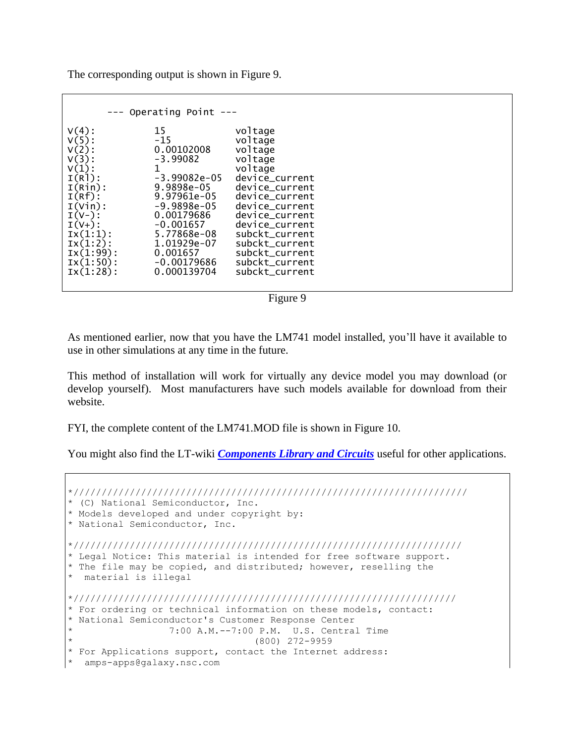The corresponding output is shown in Figure 9.

```
       --- Operating Point ---

V(4):          15               voltage
V(5):          -15              voltage
V(2):          0.00102008       voltage
V(3):          -3.99082         voltage
V(1):          1                voltage
I(Rl):         -3.99082e-05     device_current
I(Rin):        9.9898e-05       device_current
I(Rf):         9.97961e-05      device_current
I(Vin):        -9.9898e-05      device_current
I(V-):         0.00179686       device_current
I(V+):         -0.001657        device_current
Ix(1:1):       5.77868e-08      subckt_current
Ix(1:2):       1.01929e-07      subckt_current
Ix(1:99):      0.001657         subckt_current
Ix(1:50):      -0.00179686      subckt_current
Ix(1:28):      0.000139704      subckt_current
```

Figure 9

As mentioned earlier, now that you have the LM741 model installed, you'll have it available to use in other simulations at any time in the future.

This method of installation will work for virtually any device model you may download (or develop yourself). Most manufacturers have such models available for download from their website.

FYI, the complete content of the LM741.MOD file is shown in Figure 10.

You might also find the LT-wiki ***Components Library and Circuits*** useful for other applications.

```
*//////////////////////////////////////////////////////////////////////
* (C) National Semiconductor, Inc.
* Models developed and under copyright by:
* National Semiconductor, Inc.

*/////////////////////////////////////////////////////////////////////
* Legal Notice: This material is intended for free software support.
* The file may be copied, and distributed; however, reselling the
*  material is illegal

*////////////////////////////////////////////////////////////////////
* For ordering or technical information on these models, contact:
* National Semiconductor's Customer Response Center
*                 7:00 A.M.--7:00 P.M.  U.S. Central Time
*                                (800) 272-9959
* For Applications support, contact the Internet address:
*  amps-apps@galaxy.nsc.com
```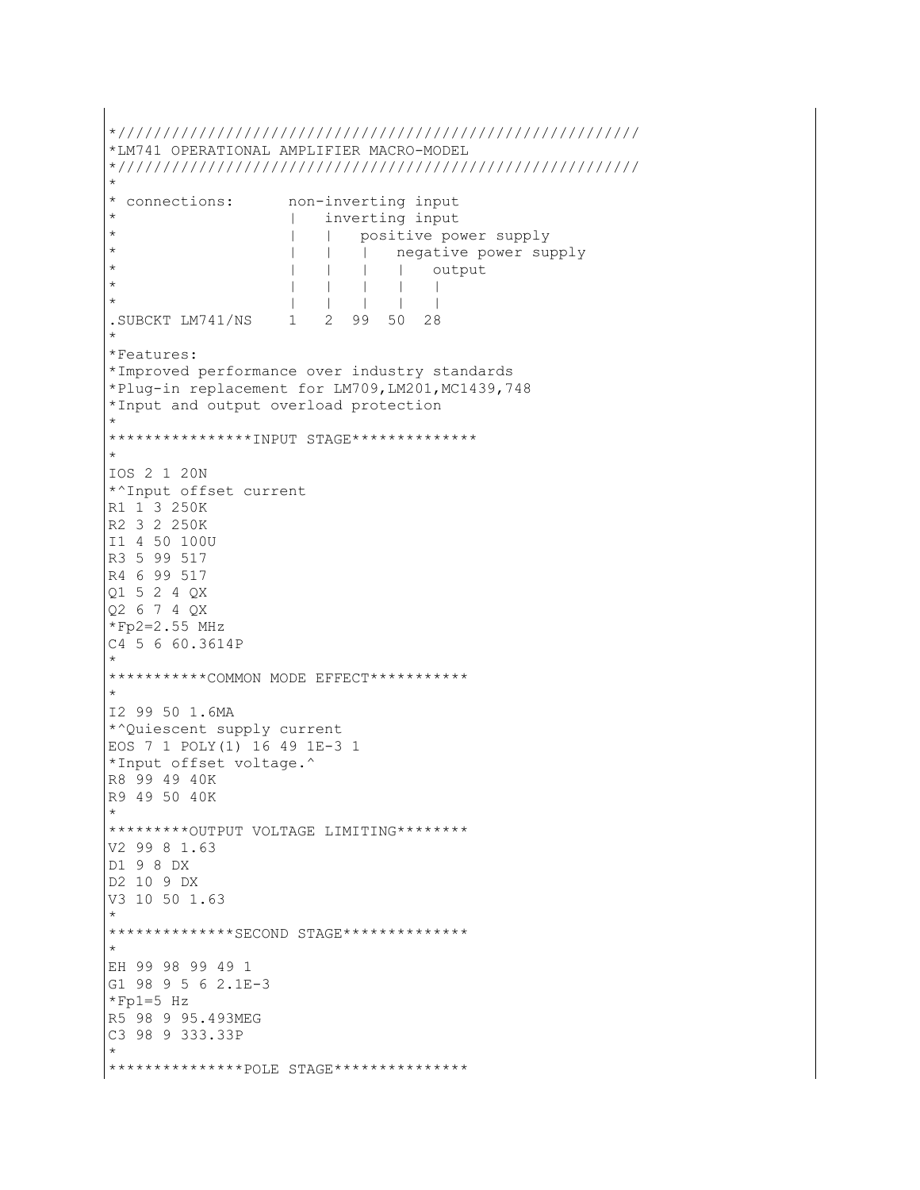```
*//////////////////////////////////////////////////////////
*LM741 OPERATIONAL AMPLIFIER MACRO-MODEL
*//////////////////////////////////////////////////////////
*
* connections:      non-inverting input
*                   |   inverting input
*                   |   |   positive power supply
*                   |   |   |   negative power supply
*                   |   |   |   |   output
*                   |   |   |   |   |
*                   |   |   |   |   |
.SUBCKT LM741/NS    1   2  99  50  28
*
*Features:
*Improved performance over industry standards
*Plug-in replacement for LM709,LM201,MC1439,748
*Input and output overload protection
*
****************INPUT STAGE**************
*
IOS 2 1 20N
*^Input offset current
R1 1 3 250K
R2 3 2 250K
I1 4 50 100U
R3 5 99 517
R4 6 99 517
Q1 5 2 4 QX
Q2 6 7 4 QX
*Fp2=2.55 MHz
C4 5 6 60.3614P
*
***********COMMON MODE EFFECT***********
*
I2 99 50 1.6MA
*^Quiescent supply current
EOS 7 1 POLY(1) 16 49 1E-3 1
*Input offset voltage.^
R8 99 49 40K
R9 49 50 40K
*
*********OUTPUT VOLTAGE LIMITING********
V2 99 8 1.63
D1 9 8 DX
D2 10 9 DX
V3 10 50 1.63
*
**************SECOND STAGE**************
*
EH 99 98 99 49 1
G1 98 9 5 6 2.1E-3
*Fp1=5 Hz
R5 98 9 95.493MEG
C3 98 9 333.33P
*
***************POLE STAGE***************
```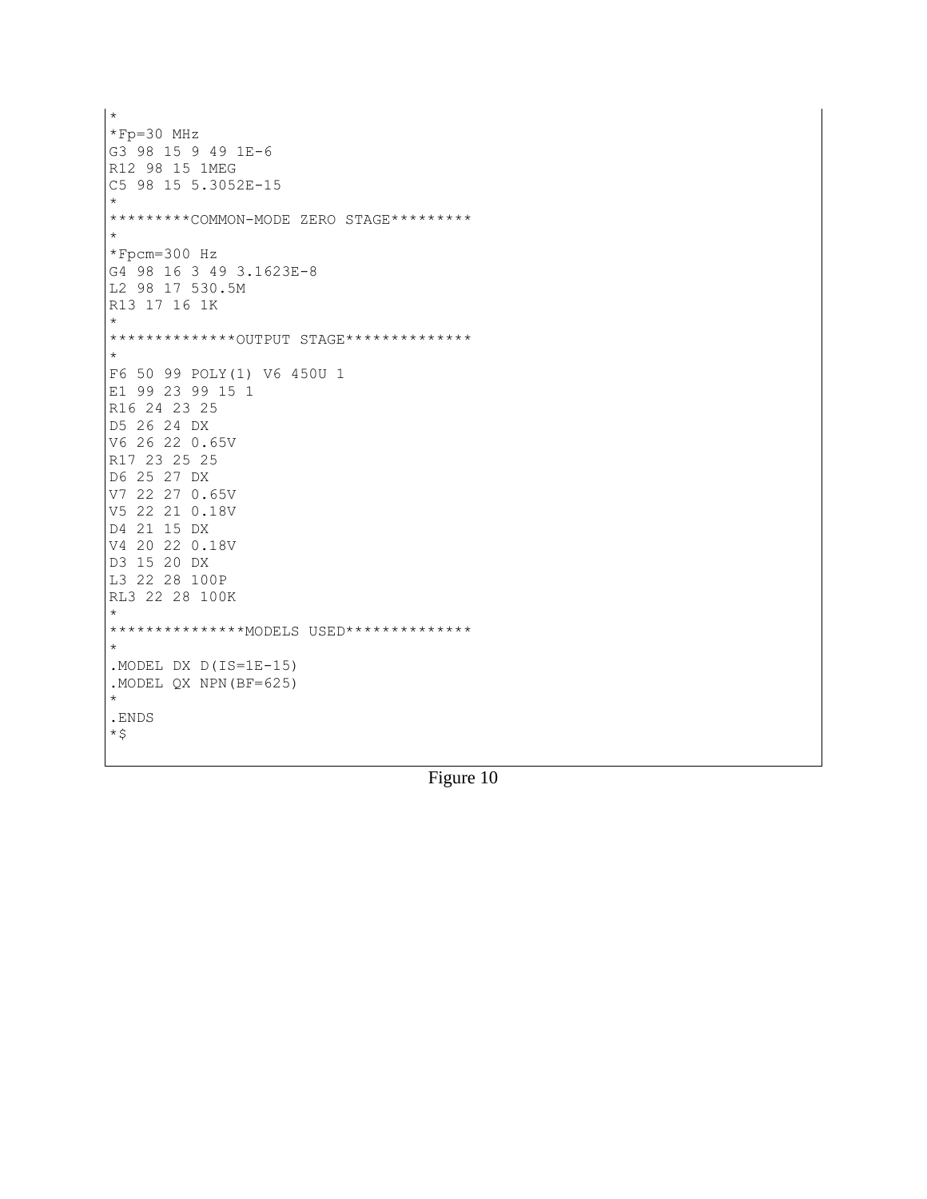```
*
*Fp=30 MHz
G3 98 15 9 49 1E-6
R12 98 15 1MEG
C5 98 15 5.3052E-15
*
*********COMMON-MODE ZERO STAGE*********
*
*Fpcm=300 Hz
G4 98 16 3 49 3.1623E-8
L2 98 17 530.5M
R13 17 16 1K
*
**************OUTPUT STAGE**************
*
F6 50 99 POLY(1) V6 450U 1
E1 99 23 99 15 1
R16 24 23 25
D5 26 24 DX
V6 26 22 0.65V
R17 23 25 25
D6 25 27 DX
V7 22 27 0.65V
V5 22 21 0.18V
D4 21 15 DX
V4 20 22 0.18V
D3 15 20 DX
L3 22 28 100P
RL3 22 28 100K
*
***************MODELS USED**************
*
.MODEL DX D(IS=1E-15)
.MODEL QX NPN(BF=625)
*
.ENDS
*$
```

Figure 10